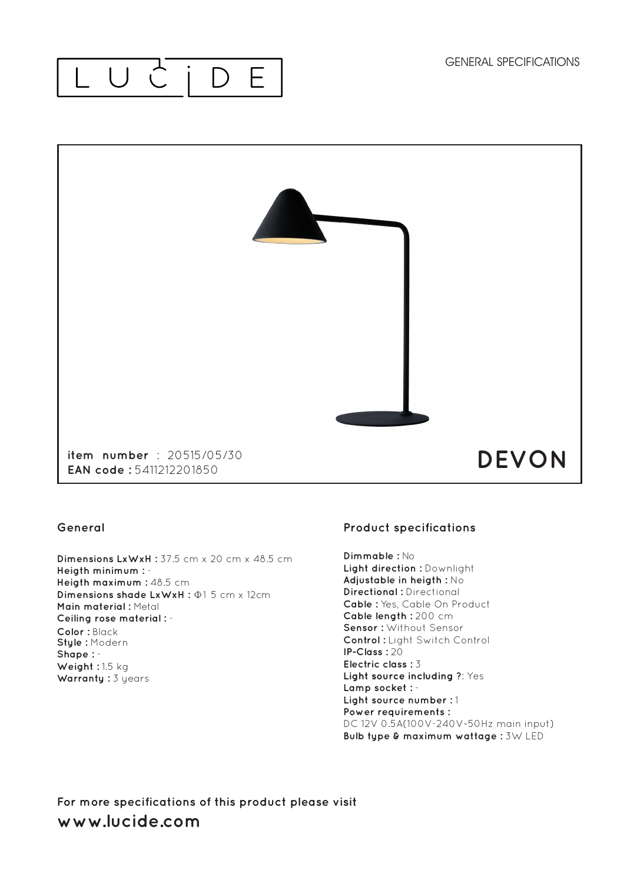# LUCIDE

GENERAL SPECIFICATIONS

**item number** : 20515/05/30
**EAN code :** 5411212201850

## DEVON

### General

**Dimensions LxWxH :** 37.5 cm x 20 cm x 48.5 cm
**Heigth minimum :** -
**Heigth maximum :** 48.5 cm
**Dimensions shade LxWxH :** Φ1 5 cm x 12cm
**Main material :** Metal
**Ceiling rose material :** -
**Color :** Black
**Style :** Modern
**Shape :** -
**Weight :** 1.5 kg
**Warranty :** 3 years

### Product specifications

**Dimmable :** No
**Light direction :** Downlight
**Adjustable in heigth :** No
**Directional :** Directional
**Cable :** Yes, Cable On Product
**Cable length :** 200 cm
**Sensor :** Without Sensor
**Control :** Light Switch Control
**IP-Class :** 20
**Electric class :** 3
**Light source including ?**: Yes
**Lamp socket :** -
**Light source number :** 1
**Power requirements :**
DC 12V 0.5A(100V-240V~50Hz main input)
**Bulb type & maximum wattage :** 3W LED

**For more specifications of this product please visit**
**www.lucide.com**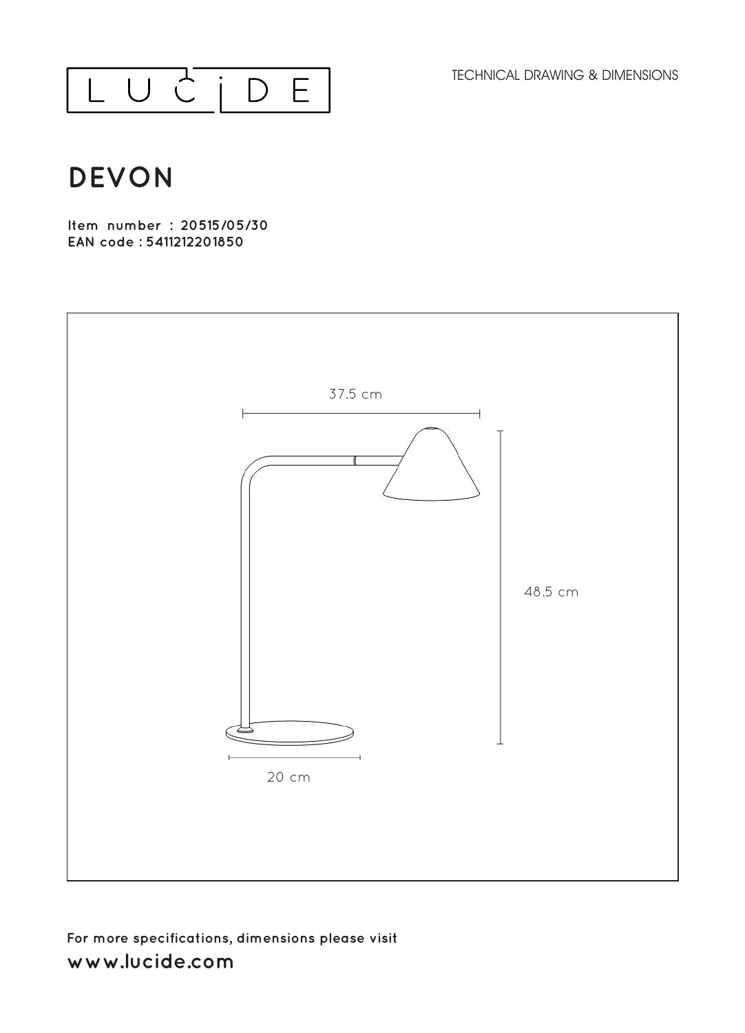LUCIDE

TECHNICAL DRAWING & DIMENSIONS

# DEVON

**Item number : 20515/05/30**
**EAN code : 5411212201850**

37.5 cm

48.5 cm

20 cm

**For more specifications, dimensions please visit**

**www.lucide.com**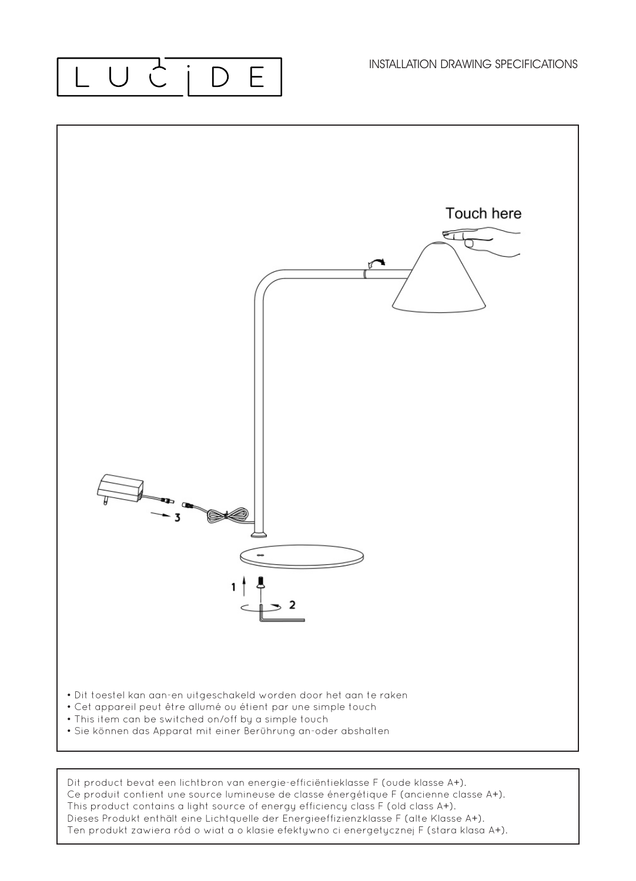INSTALLATION DRAWING SPECIFICATIONS

Touch here

1

2

3

- Dit toestel kan aan-en uitgeschakeld worden door het aan te raken
- Cet appareil peut être allumé ou étient par une simple touch
- This item can be switched on/off by a simple touch
- Sie können das Apparat mit einer Berührung an-oder abshalten

Dit product bevat een lichtbron van energie-efficiëntieklasse F (oude klasse A+).
Ce produit contient une source lumineuse de classe énergétique F (ancienne classe A+).
This product contains a light source of energy efficiency class F (old class A+).
Dieses Produkt enthält eine Lichtquelle der Energieeffizienzklasse F (alte Klasse A+).
Ten produkt zawiera ród o wiat a o klasie efektywno ci energetycznej F (stara klasa A+).